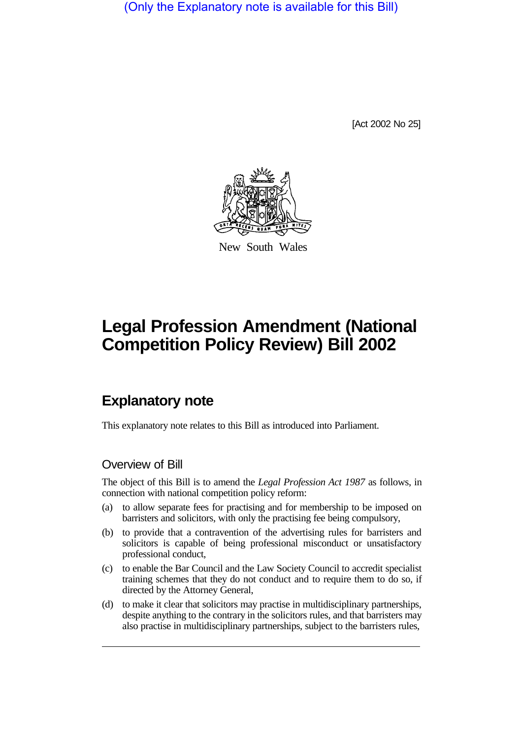(Only the Explanatory note is available for this Bill)

[Act 2002 No 25]

New South Wales

# Legal Profession Amendment (National Competition Policy Review) Bill 2002

## Explanatory note

This explanatory note relates to this Bill as introduced into Parliament.

### Overview of Bill

The object of this Bill is to amend the *Legal Profession Act 1987* as follows, in connection with national competition policy reform:

(a) to allow separate fees for practising and for membership to be imposed on barristers and solicitors, with only the practising fee being compulsory,

(b) to provide that a contravention of the advertising rules for barristers and solicitors is capable of being professional misconduct or unsatisfactory professional conduct,

(c) to enable the Bar Council and the Law Society Council to accredit specialist training schemes that they do not conduct and to require them to do so, if directed by the Attorney General,

(d) to make it clear that solicitors may practise in multidisciplinary partnerships, despite anything to the contrary in the solicitors rules, and that barristers may also practise in multidisciplinary partnerships, subject to the barristers rules,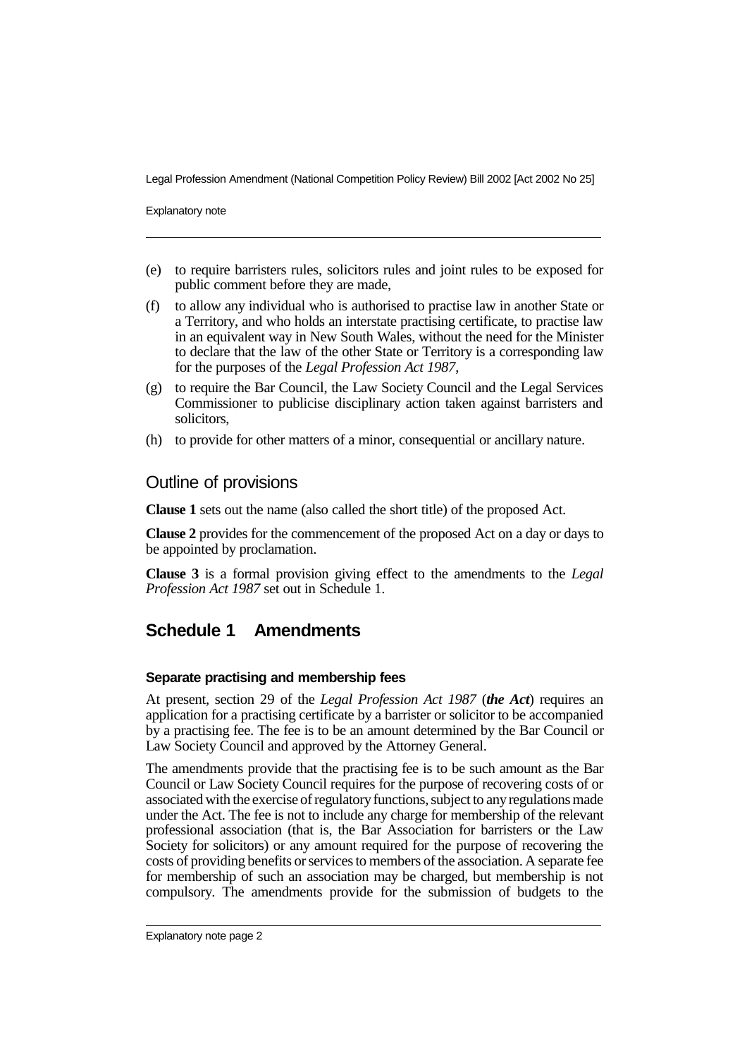(e) to require barristers rules, solicitors rules and joint rules to be exposed for public comment before they are made,

(f) to allow any individual who is authorised to practise law in another State or a Territory, and who holds an interstate practising certificate, to practise law in an equivalent way in New South Wales, without the need for the Minister to declare that the law of the other State or Territory is a corresponding law for the purposes of the *Legal Profession Act 1987*,

(g) to require the Bar Council, the Law Society Council and the Legal Services Commissioner to publicise disciplinary action taken against barristers and solicitors,

(h) to provide for other matters of a minor, consequential or ancillary nature.

## Outline of provisions

**Clause 1** sets out the name (also called the short title) of the proposed Act.

**Clause 2** provides for the commencement of the proposed Act on a day or days to be appointed by proclamation.

**Clause 3** is a formal provision giving effect to the amendments to the *Legal Profession Act 1987* set out in Schedule 1.

## Schedule 1 Amendments

### Separate practising and membership fees

At present, section 29 of the *Legal Profession Act 1987* (***the Act***) requires an application for a practising certificate by a barrister or solicitor to be accompanied by a practising fee. The fee is to be an amount determined by the Bar Council or Law Society Council and approved by the Attorney General.

The amendments provide that the practising fee is to be such amount as the Bar Council or Law Society Council requires for the purpose of recovering costs of or associated with the exercise of regulatory functions, subject to any regulations made under the Act. The fee is not to include any charge for membership of the relevant professional association (that is, the Bar Association for barristers or the Law Society for solicitors) or any amount required for the purpose of recovering the costs of providing benefits or services to members of the association. A separate fee for membership of such an association may be charged, but membership is not compulsory. The amendments provide for the submission of budgets to the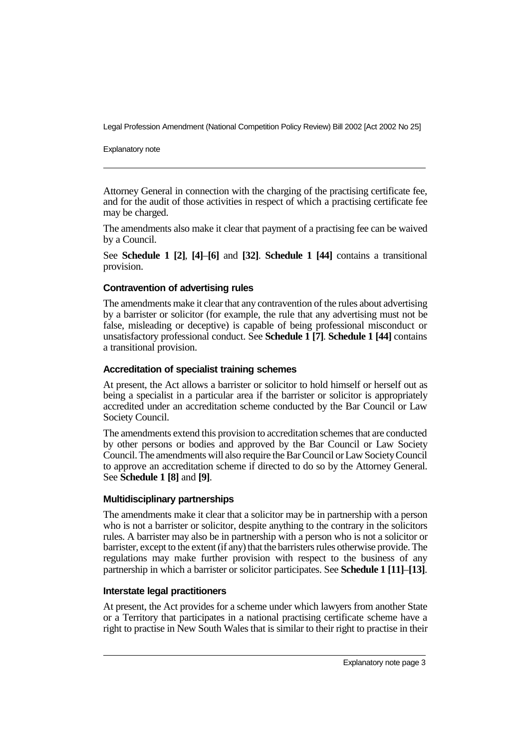Attorney General in connection with the charging of the practising certificate fee, and for the audit of those activities in respect of which a practising certificate fee may be charged.

The amendments also make it clear that payment of a practising fee can be waived by a Council.

See **Schedule 1 [2]**, **[4]–[6]** and **[32]**. **Schedule 1 [44]** contains a transitional provision.

### Contravention of advertising rules

The amendments make it clear that any contravention of the rules about advertising by a barrister or solicitor (for example, the rule that any advertising must not be false, misleading or deceptive) is capable of being professional misconduct or unsatisfactory professional conduct. See **Schedule 1 [7]**. **Schedule 1 [44]** contains a transitional provision.

### Accreditation of specialist training schemes

At present, the Act allows a barrister or solicitor to hold himself or herself out as being a specialist in a particular area if the barrister or solicitor is appropriately accredited under an accreditation scheme conducted by the Bar Council or Law Society Council.

The amendments extend this provision to accreditation schemes that are conducted by other persons or bodies and approved by the Bar Council or Law Society Council. The amendments will also require the Bar Council or Law Society Council to approve an accreditation scheme if directed to do so by the Attorney General. See **Schedule 1 [8]** and **[9]**.

### Multidisciplinary partnerships

The amendments make it clear that a solicitor may be in partnership with a person who is not a barrister or solicitor, despite anything to the contrary in the solicitors rules. A barrister may also be in partnership with a person who is not a solicitor or barrister, except to the extent (if any) that the barristers rules otherwise provide. The regulations may make further provision with respect to the business of any partnership in which a barrister or solicitor participates. See **Schedule 1 [11]–[13]**.

### Interstate legal practitioners

At present, the Act provides for a scheme under which lawyers from another State or a Territory that participates in a national practising certificate scheme have a right to practise in New South Wales that is similar to their right to practise in their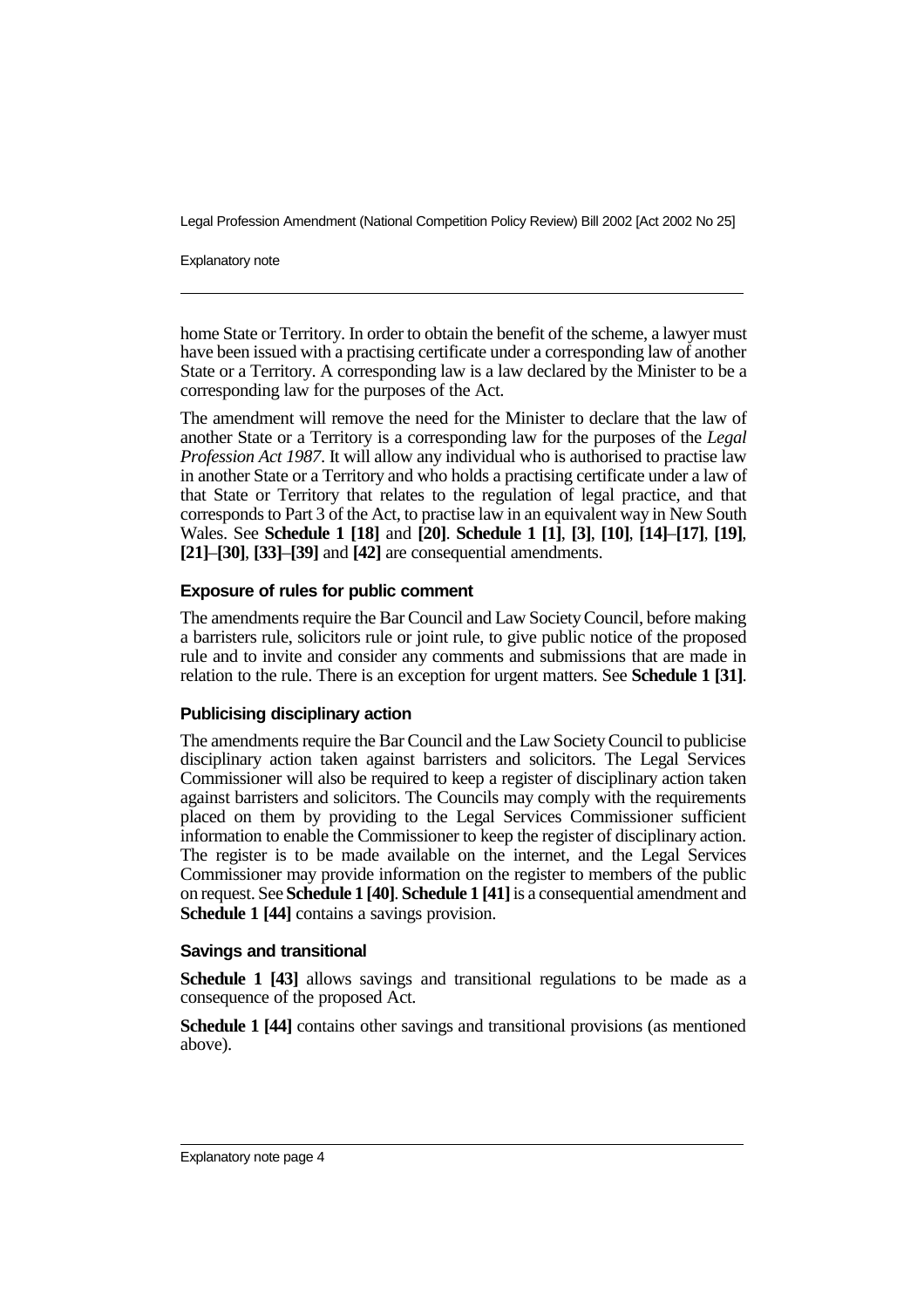home State or Territory. In order to obtain the benefit of the scheme, a lawyer must have been issued with a practising certificate under a corresponding law of another State or a Territory. A corresponding law is a law declared by the Minister to be a corresponding law for the purposes of the Act.

The amendment will remove the need for the Minister to declare that the law of another State or a Territory is a corresponding law for the purposes of the *Legal Profession Act 1987*. It will allow any individual who is authorised to practise law in another State or a Territory and who holds a practising certificate under a law of that State or Territory that relates to the regulation of legal practice, and that corresponds to Part 3 of the Act, to practise law in an equivalent way in New South Wales. See **Schedule 1 [18]** and **[20]**. **Schedule 1 [1]**, **[3]**, **[10]**, **[14]**–**[17]**, **[19]**, **[21]**–**[30]**, **[33]**–**[39]** and **[42]** are consequential amendments.

### Exposure of rules for public comment

The amendments require the Bar Council and Law Society Council, before making a barristers rule, solicitors rule or joint rule, to give public notice of the proposed rule and to invite and consider any comments and submissions that are made in relation to the rule. There is an exception for urgent matters. See **Schedule 1 [31]**.

### Publicising disciplinary action

The amendments require the Bar Council and the Law Society Council to publicise disciplinary action taken against barristers and solicitors. The Legal Services Commissioner will also be required to keep a register of disciplinary action taken against barristers and solicitors. The Councils may comply with the requirements placed on them by providing to the Legal Services Commissioner sufficient information to enable the Commissioner to keep the register of disciplinary action. The register is to be made available on the internet, and the Legal Services Commissioner may provide information on the register to members of the public on request. See **Schedule 1 [40]**. **Schedule 1 [41]** is a consequential amendment and **Schedule 1 [44]** contains a savings provision.

### Savings and transitional

**Schedule 1 [43]** allows savings and transitional regulations to be made as a consequence of the proposed Act.

**Schedule 1 [44]** contains other savings and transitional provisions (as mentioned above).